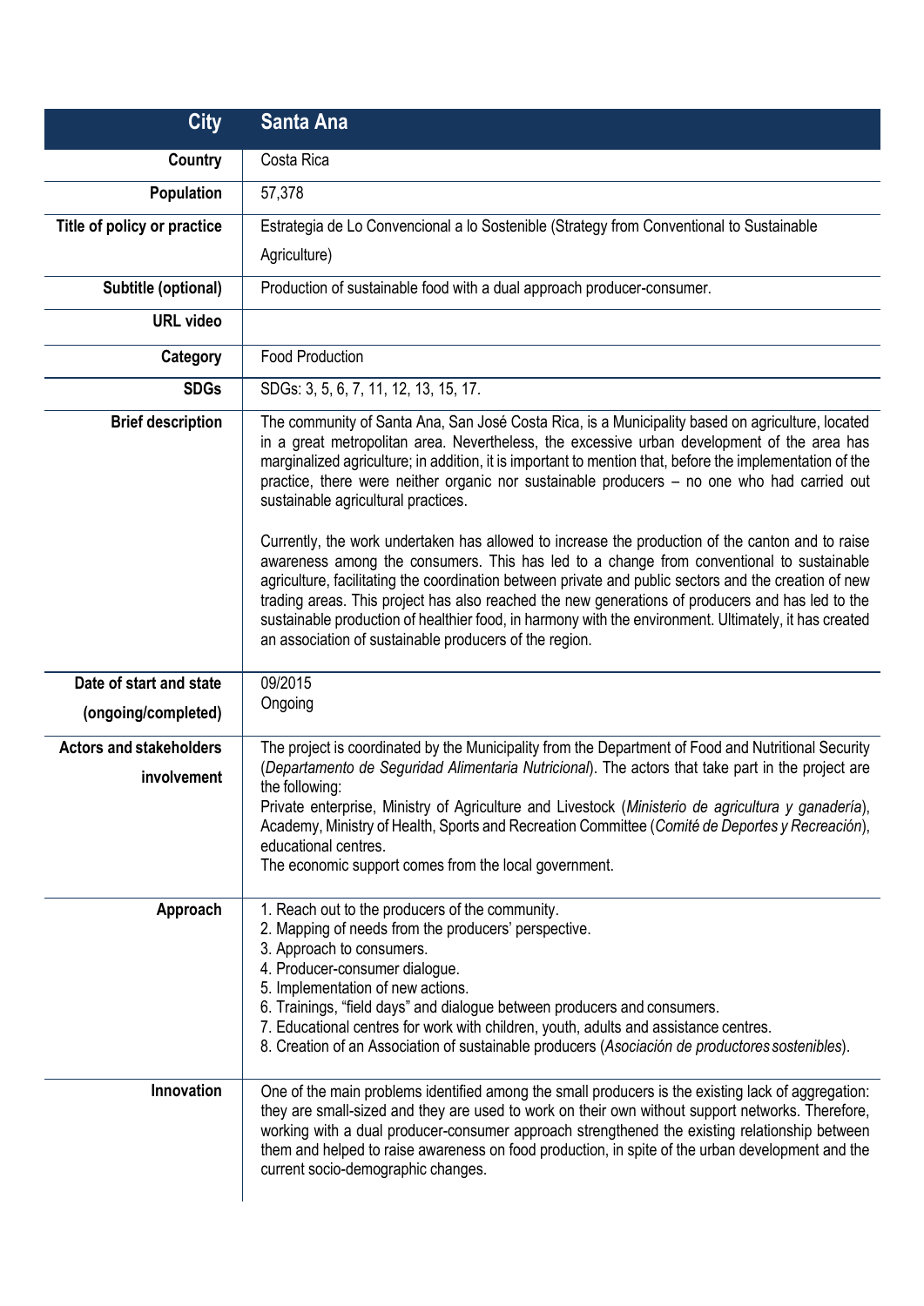| City | Santa Ana |
| --- | --- |
| Country | Costa Rica |
| Population | 57,378 |
| Title of policy or practice | Estrategia de Lo Convencional a lo Sostenible (Strategy from Conventional to Sustainable Agriculture) |
| Subtitle (optional) | Production of sustainable food with a dual approach producer-consumer. |
| URL video | |
| Category | Food Production |
| SDGs | SDGs: 3, 5, 6, 7, 11, 12, 13, 15, 17. |
| Brief description | The community of Santa Ana, San José Costa Rica, is a Municipality based on agriculture, located in a great metropolitan area. Nevertheless, the excessive urban development of the area has marginalized agriculture; in addition, it is important to mention that, before the implementation of the practice, there were neither organic nor sustainable producers – no one who had carried out sustainable agricultural practices.<br><br>Currently, the work undertaken has allowed to increase the production of the canton and to raise awareness among the consumers. This has led to a change from conventional to sustainable agriculture, facilitating the coordination between private and public sectors and the creation of new trading areas. This project has also reached the new generations of producers and has led to the sustainable production of healthier food, in harmony with the environment. Ultimately, it has created an association of sustainable producers of the region. |
| Date of start and state (ongoing/completed) | 09/2015<br>Ongoing |
| Actors and stakeholders involvement | The project is coordinated by the Municipality from the Department of Food and Nutritional Security (*Departamento de Seguridad Alimentaria Nutricional*). The actors that take part in the project are the following:<br>Private enterprise, Ministry of Agriculture and Livestock (*Ministerio de agricultura y ganadería*), Academy, Ministry of Health, Sports and Recreation Committee (*Comité de Deportes y Recreación*), educational centres.<br>The economic support comes from the local government. |
| Approach | 1. Reach out to the producers of the community.<br>2. Mapping of needs from the producers' perspective.<br>3. Approach to consumers.<br>4. Producer-consumer dialogue.<br>5. Implementation of new actions.<br>6. Trainings, "field days" and dialogue between producers and consumers.<br>7. Educational centres for work with children, youth, adults and assistance centres.<br>8. Creation of an Association of sustainable producers (*Asociación de productores sostenibles*). |
| Innovation | One of the main problems identified among the small producers is the existing lack of aggregation: they are small-sized and they are used to work on their own without support networks. Therefore, working with a dual producer-consumer approach strengthened the existing relationship between them and helped to raise awareness on food production, in spite of the urban development and the current socio-demographic changes. |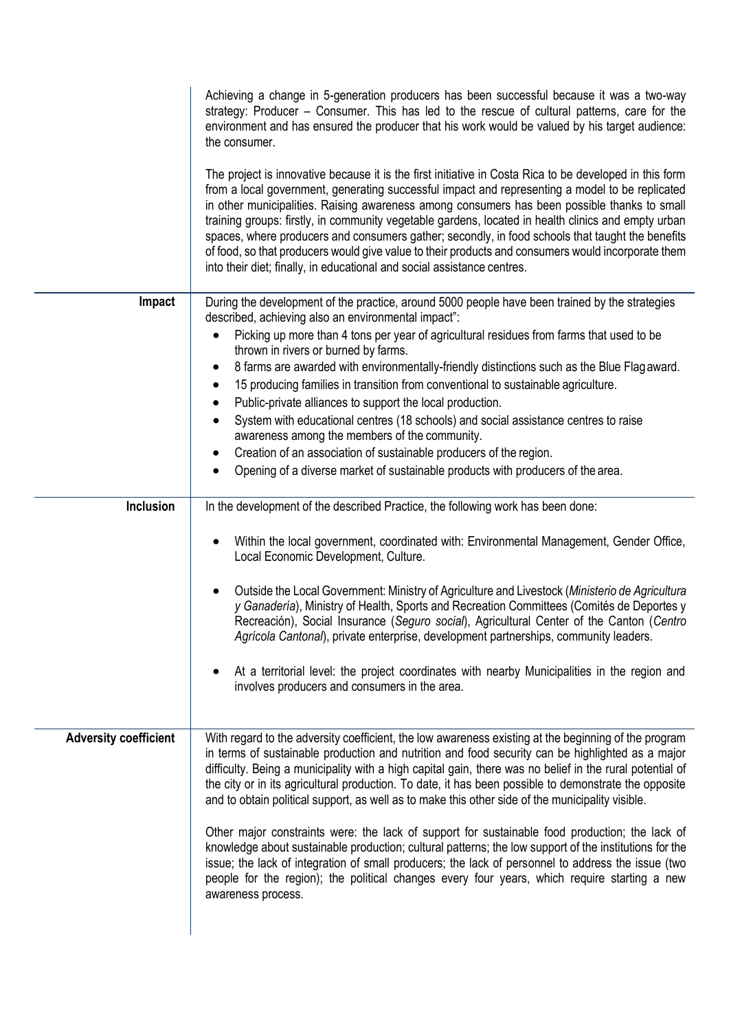| | |
|---|---|
| | Achieving a change in 5-generation producers has been successful because it was a two-way strategy: Producer – Consumer. This has led to the rescue of cultural patterns, care for the environment and has ensured the producer that his work would be valued by his target audience: the consumer.<br><br>The project is innovative because it is the first initiative in Costa Rica to be developed in this form from a local government, generating successful impact and representing a model to be replicated in other municipalities. Raising awareness among consumers has been possible thanks to small training groups: firstly, in community vegetable gardens, located in health clinics and empty urban spaces, where producers and consumers gather; secondly, in food schools that taught the benefits of food, so that producers would give value to their products and consumers would incorporate them into their diet; finally, in educational and social assistance centres. |
| **Impact** | During the development of the practice, around 5000 people have been trained by the strategies described, achieving also an environmental impact":<br>• Picking up more than 4 tons per year of agricultural residues from farms that used to be thrown in rivers or burned by farms.<br>• 8 farms are awarded with environmentally-friendly distinctions such as the Blue Flag award.<br>• 15 producing families in transition from conventional to sustainable agriculture.<br>• Public-private alliances to support the local production.<br>• System with educational centres (18 schools) and social assistance centres to raise awareness among the members of the community.<br>• Creation of an association of sustainable producers of the region.<br>• Opening of a diverse market of sustainable products with producers of the area. |
| **Inclusion** | In the development of the described Practice, the following work has been done:<br>• Within the local government, coordinated with: Environmental Management, Gender Office, Local Economic Development, Culture.<br>• Outside the Local Government: Ministry of Agriculture and Livestock (*Ministerio de Agricultura y Ganadería*), Ministry of Health, Sports and Recreation Committees (Comités de Deportes y Recreación), Social Insurance (*Seguro social*), Agricultural Center of the Canton (*Centro Agrícola Cantonal*), private enterprise, development partnerships, community leaders.<br>• At a territorial level: the project coordinates with nearby Municipalities in the region and involves producers and consumers in the area. |
| **Adversity coefficient** | With regard to the adversity coefficient, the low awareness existing at the beginning of the program in terms of sustainable production and nutrition and food security can be highlighted as a major difficulty. Being a municipality with a high capital gain, there was no belief in the rural potential of the city or in its agricultural production. To date, it has been possible to demonstrate the opposite and to obtain political support, as well as to make this other side of the municipality visible.<br><br>Other major constraints were: the lack of support for sustainable food production; the lack of knowledge about sustainable production; cultural patterns; the low support of the institutions for the issue; the lack of integration of small producers; the lack of personnel to address the issue (two people for the region); the political changes every four years, which require starting a new awareness process. |